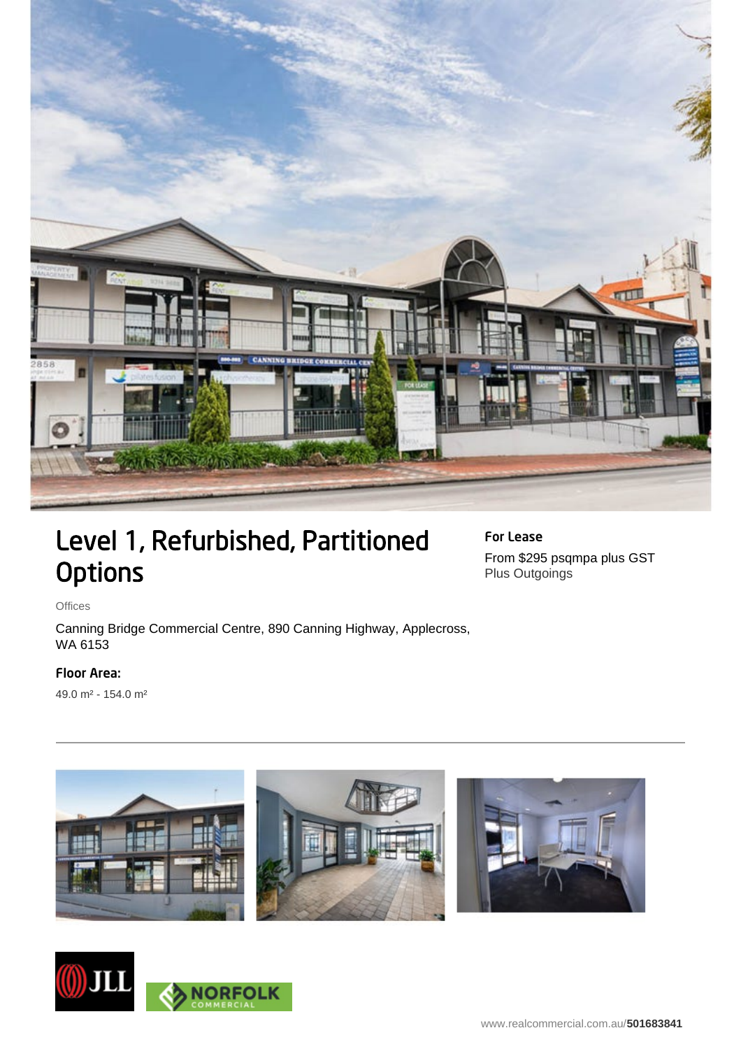# Level 1, Refurbished, Partitioned Options

**For Lease**

From $295 psqmpa plus GST
Plus Outgoings

Offices

Canning Bridge Commercial Centre, 890 Canning Highway, Applecross, WA 6153

**Floor Area:**

49.0 m² - 154.0 m²

www.realcommercial.com.au/**501683841**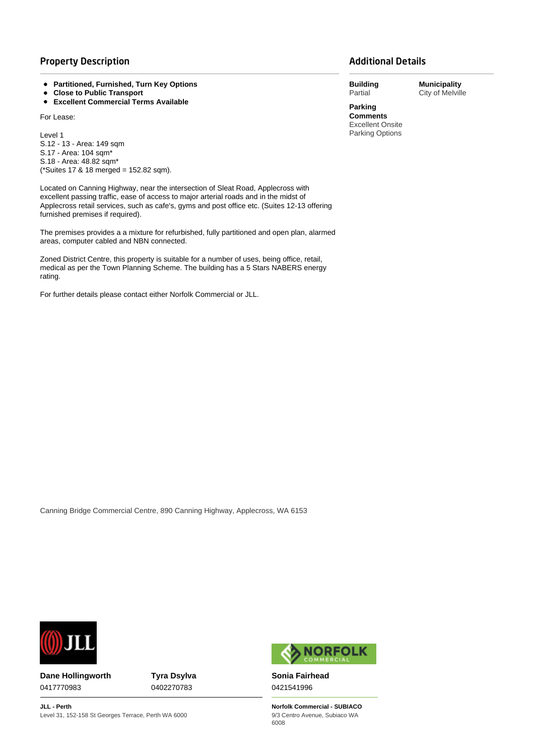## Property Description

- **Partitioned, Furnished, Turn Key Options**
- **Close to Public Transport**
- **Excellent Commercial Terms Available**

For Lease:

Level 1
S.12 - 13 - Area: 149 sqm
S.17 - Area: 104 sqm*
S.18 - Area: 48.82 sqm*
(*Suites 17 & 18 merged = 152.82 sqm).

Located on Canning Highway, near the intersection of Sleat Road, Applecross with excellent passing traffic, ease of access to major arterial roads and in the midst of Applecross retail services, such as cafe's, gyms and post office etc. (Suites 12-13 offering furnished premises if required).

The premises provides a a mixture for refurbished, fully partitioned and open plan, alarmed areas, computer cabled and NBN connected.

Zoned District Centre, this property is suitable for a number of uses, being office, retail, medical as per the Town Planning Scheme. The building has a 5 Stars NABERS energy rating.

For further details please contact either Norfolk Commercial or JLL.

## Additional Details

**Building**
Partial

**Municipality**
City of Melville

**Parking Comments**
Excellent Onsite Parking Options

Canning Bridge Commercial Centre, 890 Canning Highway, Applecross, WA 6153

**Dane Hollingworth**
0417770983

**Tyra Dsylva**
0402270783

**JLL - Perth**
Level 31, 152-158 St Georges Terrace, Perth WA 6000

**Sonia Fairhead**
0421541996

**Norfolk Commercial - SUBIACO**
9/3 Centro Avenue, Subiaco WA 6008